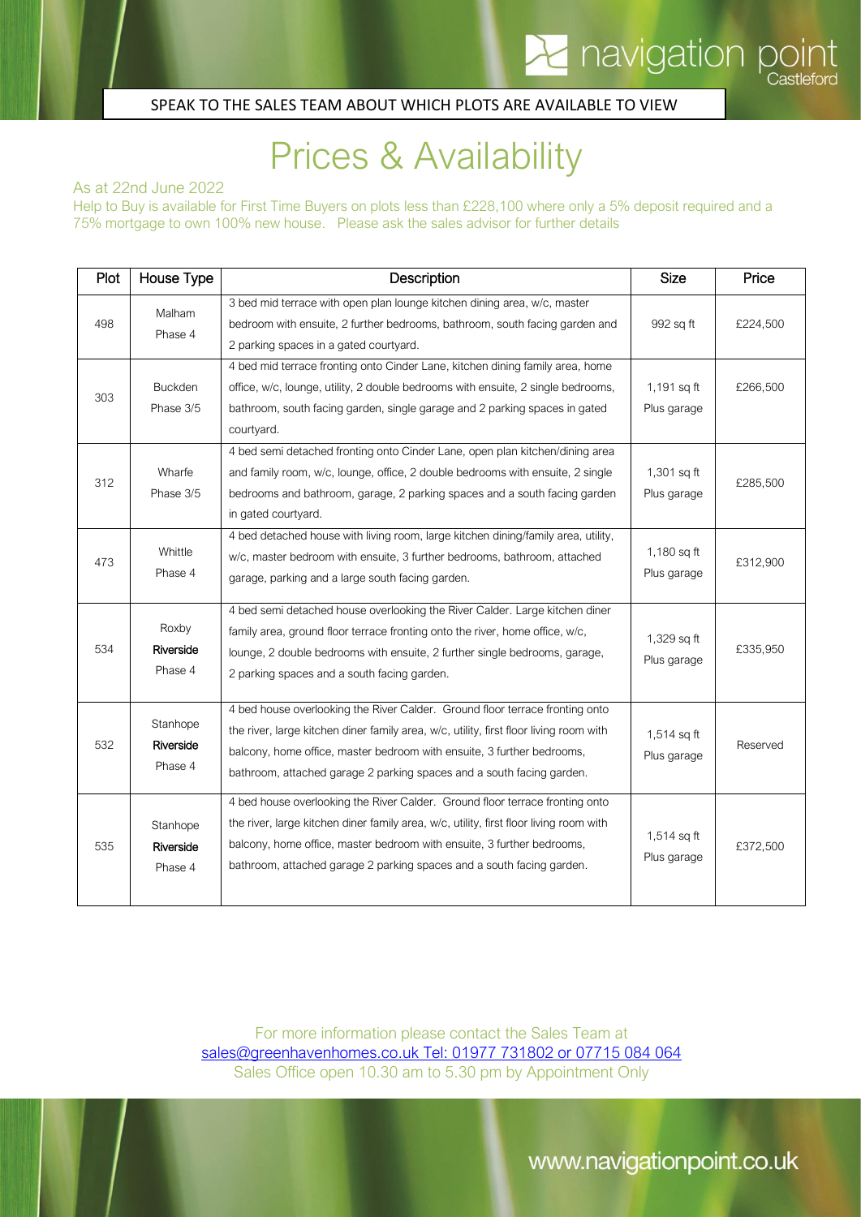navigation point Castleford

SPEAK TO THE SALES TEAM ABOUT WHICH PLOTS ARE AVAILABLE TO VIEW

# Prices & Availability

As at 22nd June 2022

Help to Buy is available for First Time Buyers on plots less than £228,100 where only a 5% deposit required and a 75% mortgage to own 100% new house. Please ask the sales advisor for further details

| Plot | House Type | Description | Size | Price |
|---|---|---|---|---|
| 498 | Malham Phase 4 | 3 bed mid terrace with open plan lounge kitchen dining area, w/c, master bedroom with ensuite, 2 further bedrooms, bathroom, south facing garden and 2 parking spaces in a gated courtyard. | 992 sq ft | £224,500 |
| 303 | Buckden Phase 3/5 | 4 bed mid terrace fronting onto Cinder Lane, kitchen dining family area, home office, w/c, lounge, utility, 2 double bedrooms with ensuite, 2 single bedrooms, bathroom, south facing garden, single garage and 2 parking spaces in gated courtyard. | 1,191 sq ft Plus garage | £266,500 |
| 312 | Wharfe Phase 3/5 | 4 bed semi detached fronting onto Cinder Lane, open plan kitchen/dining area and family room, w/c, lounge, office, 2 double bedrooms with ensuite, 2 single bedrooms and bathroom, garage, 2 parking spaces and a south facing garden in gated courtyard. | 1,301 sq ft Plus garage | £285,500 |
| 473 | Whittle Phase 4 | 4 bed detached house with living room, large kitchen dining/family area, utility, w/c, master bedroom with ensuite, 3 further bedrooms, bathroom, attached garage, parking and a large south facing garden. | 1,180 sq ft Plus garage | £312,900 |
| 534 | Roxby **Riverside** Phase 4 | 4 bed semi detached house overlooking the River Calder. Large kitchen diner family area, ground floor terrace fronting onto the river, home office, w/c, lounge, 2 double bedrooms with ensuite, 2 further single bedrooms, garage, 2 parking spaces and a south facing garden. | 1,329 sq ft Plus garage | £335,950 |
| 532 | Stanhope **Riverside** Phase 4 | 4 bed house overlooking the River Calder. Ground floor terrace fronting onto the river, large kitchen diner family area, w/c, utility, first floor living room with balcony, home office, master bedroom with ensuite, 3 further bedrooms, bathroom, attached garage 2 parking spaces and a south facing garden. | 1,514 sq ft Plus garage | Reserved |
| 535 | Stanhope **Riverside** Phase 4 | 4 bed house overlooking the River Calder. Ground floor terrace fronting onto the river, large kitchen diner family area, w/c, utility, first floor living room with balcony, home office, master bedroom with ensuite, 3 further bedrooms, bathroom, attached garage 2 parking spaces and a south facing garden. | 1,514 sq ft Plus garage | £372,500 |

For more information please contact the Sales Team at
sales@greenhavenhomes.co.uk Tel: 01977 731802 or 07715 084 064
Sales Office open 10.30 am to 5.30 pm by Appointment Only

www.navigationpoint.co.uk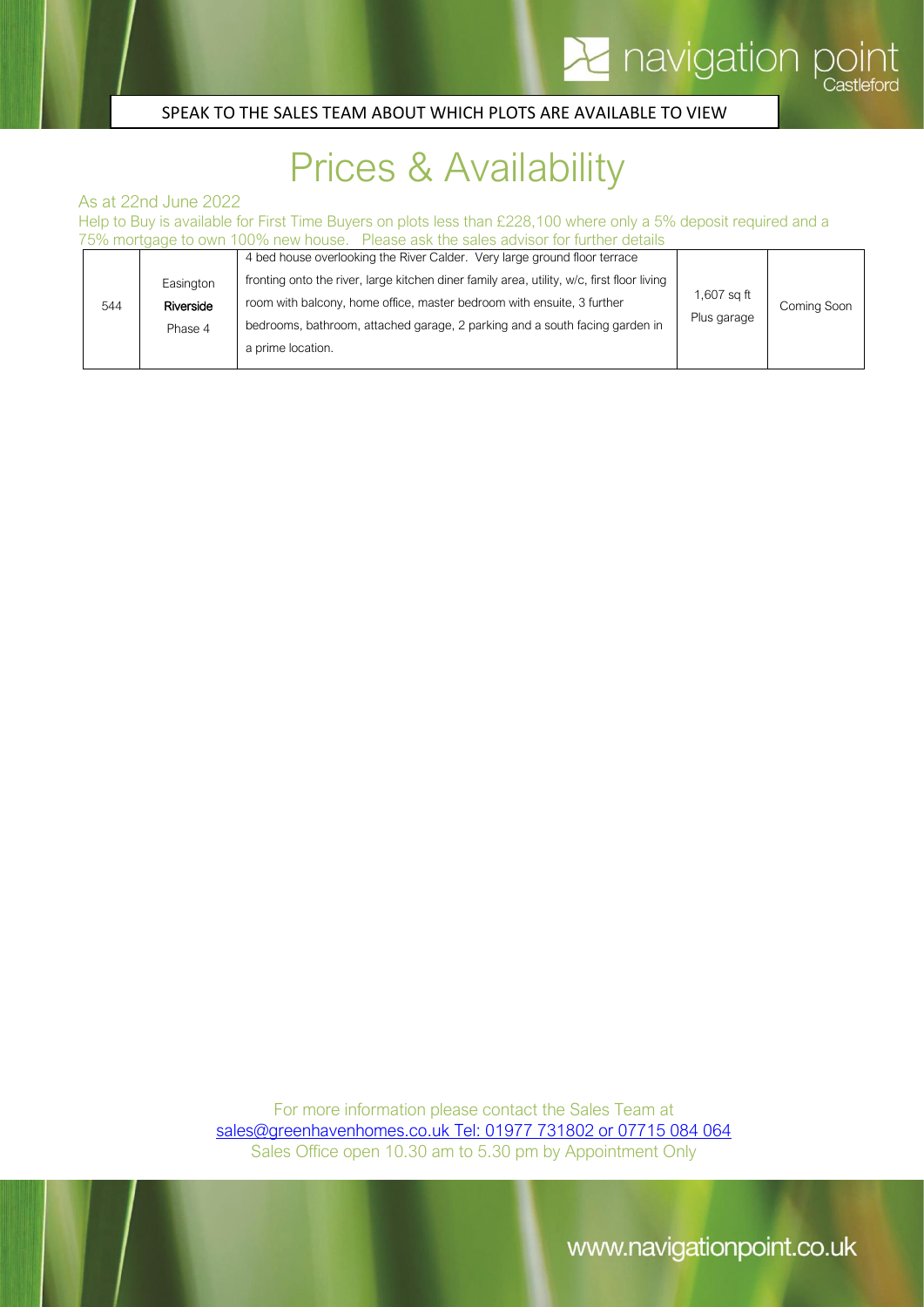SPEAK TO THE SALES TEAM ABOUT WHICH PLOTS ARE AVAILABLE TO VIEW

# Prices & Availability

As at 22nd June 2022

Help to Buy is available for First Time Buyers on plots less than £228,100 where only a 5% deposit required and a 75% mortgage to own 100% new house. Please ask the sales advisor for further details

| | | | | |
|---|---|---|---|---|
| 544 | Easington **Riverside** Phase 4 | 4 bed house overlooking the River Calder. Very large ground floor terrace fronting onto the river, large kitchen diner family area, utility, w/c, first floor living room with balcony, home office, master bedroom with ensuite, 3 further bedrooms, bathroom, attached garage, 2 parking and a south facing garden in a prime location. | 1,607 sq ft Plus garage | Coming Soon |

For more information please contact the Sales Team at
sales@greenhavenhomes.co.uk Tel: 01977 731802 or 07715 084 064
Sales Office open 10.30 am to 5.30 pm by Appointment Only

www.navigationpoint.co.uk